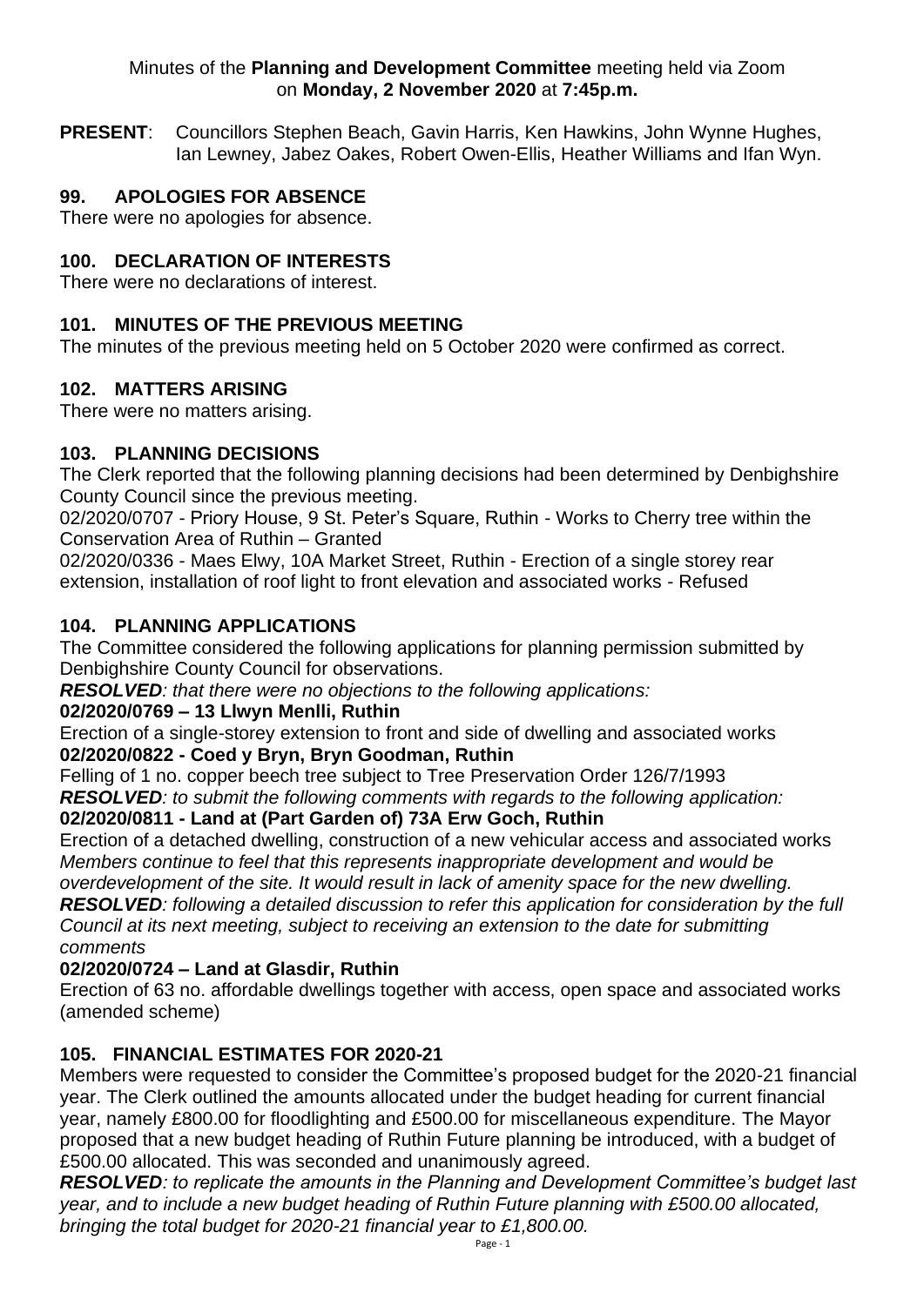Minutes of the **Planning and Development Committee** meeting held via Zoom on **Monday, 2 November 2020** at **7:45p.m.**

**PRESENT**: Councillors Stephen Beach, Gavin Harris, Ken Hawkins, John Wynne Hughes, Ian Lewney, Jabez Oakes, Robert Owen-Ellis, Heather Williams and Ifan Wyn.

## 99. APOLOGIES FOR ABSENCE

There were no apologies for absence.

## 100. DECLARATION OF INTERESTS

There were no declarations of interest.

## 101. MINUTES OF THE PREVIOUS MEETING

The minutes of the previous meeting held on 5 October 2020 were confirmed as correct.

## 102. MATTERS ARISING

There were no matters arising.

## 103. PLANNING DECISIONS

The Clerk reported that the following planning decisions had been determined by Denbighshire County Council since the previous meeting.

02/2020/0707 - Priory House, 9 St. Peter's Square, Ruthin - Works to Cherry tree within the Conservation Area of Ruthin – Granted

02/2020/0336 - Maes Elwy, 10A Market Street, Ruthin - Erection of a single storey rear extension, installation of roof light to front elevation and associated works - Refused

## 104. PLANNING APPLICATIONS

The Committee considered the following applications for planning permission submitted by Denbighshire County Council for observations.

***RESOLVED****: that there were no objections to the following applications:*

**02/2020/0769 – 13 Llwyn Menlli, Ruthin**

Erection of a single-storey extension to front and side of dwelling and associated works

**02/2020/0822 - Coed y Bryn, Bryn Goodman, Ruthin**

Felling of 1 no. copper beech tree subject to Tree Preservation Order 126/7/1993

***RESOLVED****: to submit the following comments with regards to the following application:*

**02/2020/0811 - Land at (Part Garden of) 73A Erw Goch, Ruthin**

Erection of a detached dwelling, construction of a new vehicular access and associated works

*Members continue to feel that this represents inappropriate development and would be overdevelopment of the site. It would result in lack of amenity space for the new dwelling.*

***RESOLVED****: following a detailed discussion to refer this application for consideration by the full Council at its next meeting, subject to receiving an extension to the date for submitting comments*

**02/2020/0724 – Land at Glasdir, Ruthin**

Erection of 63 no. affordable dwellings together with access, open space and associated works (amended scheme)

## 105. FINANCIAL ESTIMATES FOR 2020-21

Members were requested to consider the Committee's proposed budget for the 2020-21 financial year. The Clerk outlined the amounts allocated under the budget heading for current financial year, namely £800.00 for floodlighting and £500.00 for miscellaneous expenditure. The Mayor proposed that a new budget heading of Ruthin Future planning be introduced, with a budget of £500.00 allocated. This was seconded and unanimously agreed.

***RESOLVED****: to replicate the amounts in the Planning and Development Committee's budget last year, and to include a new budget heading of Ruthin Future planning with £500.00 allocated, bringing the total budget for 2020-21 financial year to £1,800.00.*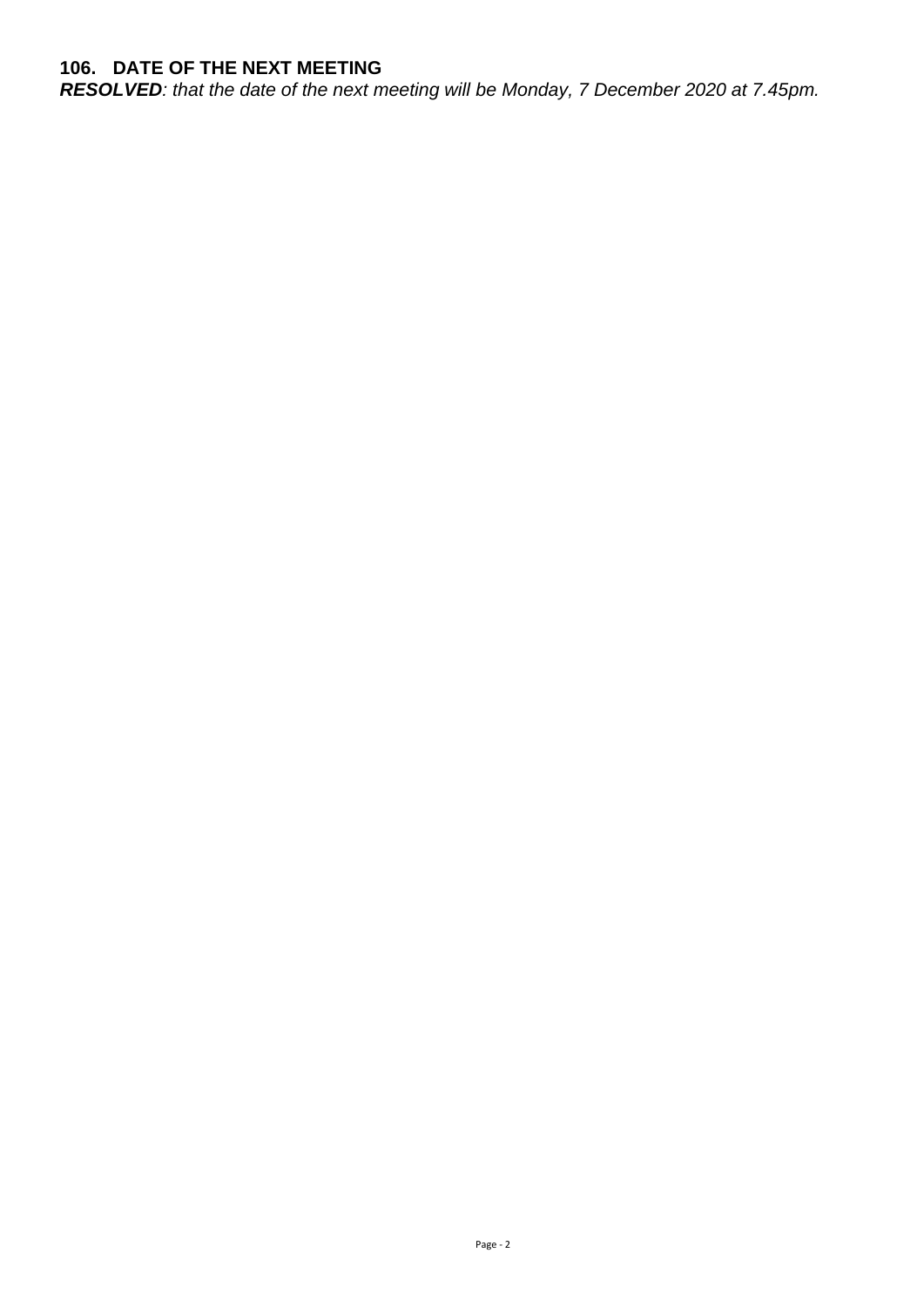### 106. DATE OF THE NEXT MEETING

***RESOLVED****: that the date of the next meeting will be Monday, 7 December 2020 at 7.45pm.*